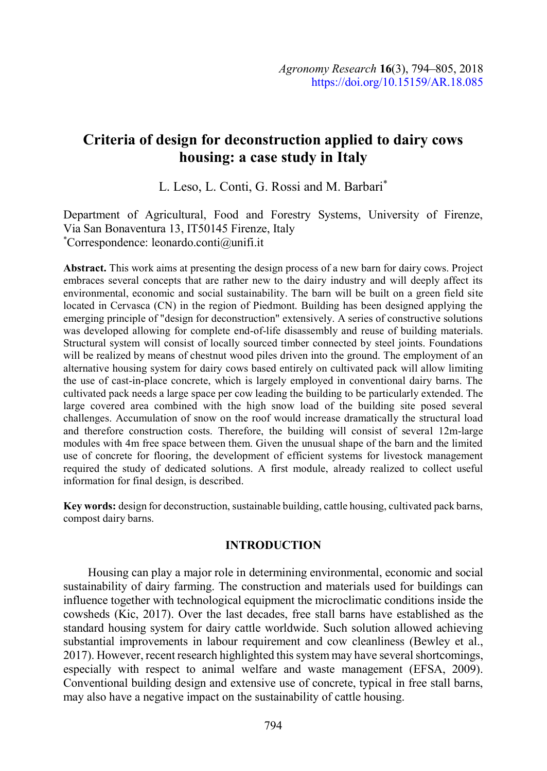# Criteria of design for deconstruction applied to dairy cows housing: a case study in Italy

L. Leso, L. Conti, G. Rossi and M. Barbari*

Department of Agricultural, Food and Forestry Systems, University of Firenze, Via San Bonaventura 13, IT50145 Firenze, Italy
*Correspondence: leonardo.conti@unifi.it

**Abstract.** This work aims at presenting the design process of a new barn for dairy cows. Project embraces several concepts that are rather new to the dairy industry and will deeply affect its environmental, economic and social sustainability. The barn will be built on a green field site located in Cervasca (CN) in the region of Piedmont. Building has been designed applying the emerging principle of "design for deconstruction" extensively. A series of constructive solutions was developed allowing for complete end-of-life disassembly and reuse of building materials. Structural system will consist of locally sourced timber connected by steel joints. Foundations will be realized by means of chestnut wood piles driven into the ground. The employment of an alternative housing system for dairy cows based entirely on cultivated pack will allow limiting the use of cast-in-place concrete, which is largely employed in conventional dairy barns. The cultivated pack needs a large space per cow leading the building to be particularly extended. The large covered area combined with the high snow load of the building site posed several challenges. Accumulation of snow on the roof would increase dramatically the structural load and therefore construction costs. Therefore, the building will consist of several 12m-large modules with 4m free space between them. Given the unusual shape of the barn and the limited use of concrete for flooring, the development of efficient systems for livestock management required the study of dedicated solutions. A first module, already realized to collect useful information for final design, is described.

**Key words:** design for deconstruction, sustainable building, cattle housing, cultivated pack barns, compost dairy barns.

## INTRODUCTION

Housing can play a major role in determining environmental, economic and social sustainability of dairy farming. The construction and materials used for buildings can influence together with technological equipment the microclimatic conditions inside the cowsheds (Kic, 2017). Over the last decades, free stall barns have established as the standard housing system for dairy cattle worldwide. Such solution allowed achieving substantial improvements in labour requirement and cow cleanliness (Bewley et al., 2017). However, recent research highlighted this system may have several shortcomings, especially with respect to animal welfare and waste management (EFSA, 2009). Conventional building design and extensive use of concrete, typical in free stall barns, may also have a negative impact on the sustainability of cattle housing.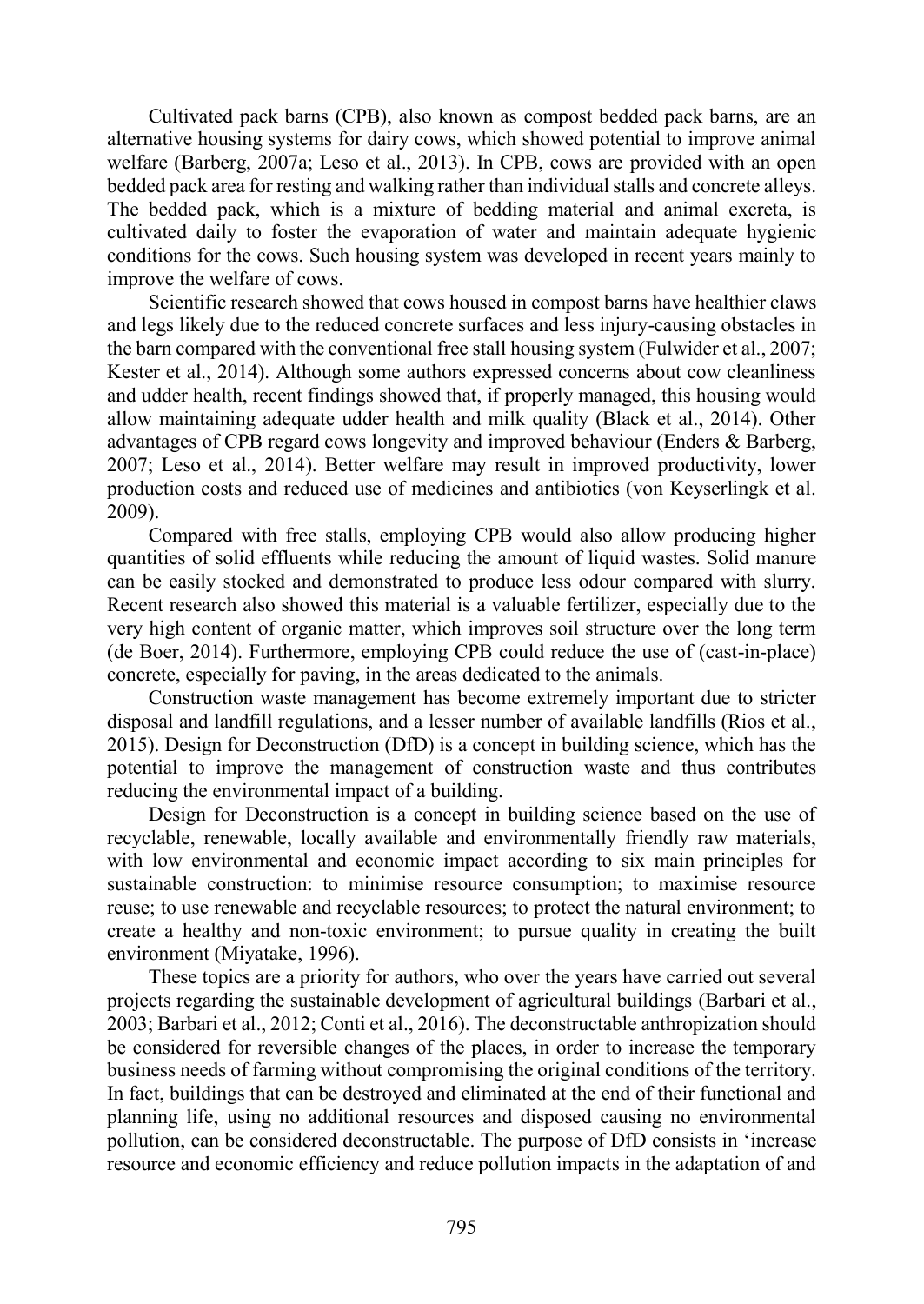Cultivated pack barns (CPB), also known as compost bedded pack barns, are an alternative housing systems for dairy cows, which showed potential to improve animal welfare (Barberg, 2007a; Leso et al., 2013). In CPB, cows are provided with an open bedded pack area for resting and walking rather than individual stalls and concrete alleys. The bedded pack, which is a mixture of bedding material and animal excreta, is cultivated daily to foster the evaporation of water and maintain adequate hygienic conditions for the cows. Such housing system was developed in recent years mainly to improve the welfare of cows.

Scientific research showed that cows housed in compost barns have healthier claws and legs likely due to the reduced concrete surfaces and less injury-causing obstacles in the barn compared with the conventional free stall housing system (Fulwider et al., 2007; Kester et al., 2014). Although some authors expressed concerns about cow cleanliness and udder health, recent findings showed that, if properly managed, this housing would allow maintaining adequate udder health and milk quality (Black et al., 2014). Other advantages of CPB regard cows longevity and improved behaviour (Enders & Barberg, 2007; Leso et al., 2014). Better welfare may result in improved productivity, lower production costs and reduced use of medicines and antibiotics (von Keyserlingk et al. 2009).

Compared with free stalls, employing CPB would also allow producing higher quantities of solid effluents while reducing the amount of liquid wastes. Solid manure can be easily stocked and demonstrated to produce less odour compared with slurry. Recent research also showed this material is a valuable fertilizer, especially due to the very high content of organic matter, which improves soil structure over the long term (de Boer, 2014). Furthermore, employing CPB could reduce the use of (cast-in-place) concrete, especially for paving, in the areas dedicated to the animals.

Construction waste management has become extremely important due to stricter disposal and landfill regulations, and a lesser number of available landfills (Rios et al., 2015). Design for Deconstruction (DfD) is a concept in building science, which has the potential to improve the management of construction waste and thus contributes reducing the environmental impact of a building.

Design for Deconstruction is a concept in building science based on the use of recyclable, renewable, locally available and environmentally friendly raw materials, with low environmental and economic impact according to six main principles for sustainable construction: to minimise resource consumption; to maximise resource reuse; to use renewable and recyclable resources; to protect the natural environment; to create a healthy and non-toxic environment; to pursue quality in creating the built environment (Miyatake, 1996).

These topics are a priority for authors, who over the years have carried out several projects regarding the sustainable development of agricultural buildings (Barbari et al., 2003; Barbari et al., 2012; Conti et al., 2016). The deconstructable anthropization should be considered for reversible changes of the places, in order to increase the temporary business needs of farming without compromising the original conditions of the territory. In fact, buildings that can be destroyed and eliminated at the end of their functional and planning life, using no additional resources and disposed causing no environmental pollution, can be considered deconstructable. The purpose of DfD consists in 'increase resource and economic efficiency and reduce pollution impacts in the adaptation of and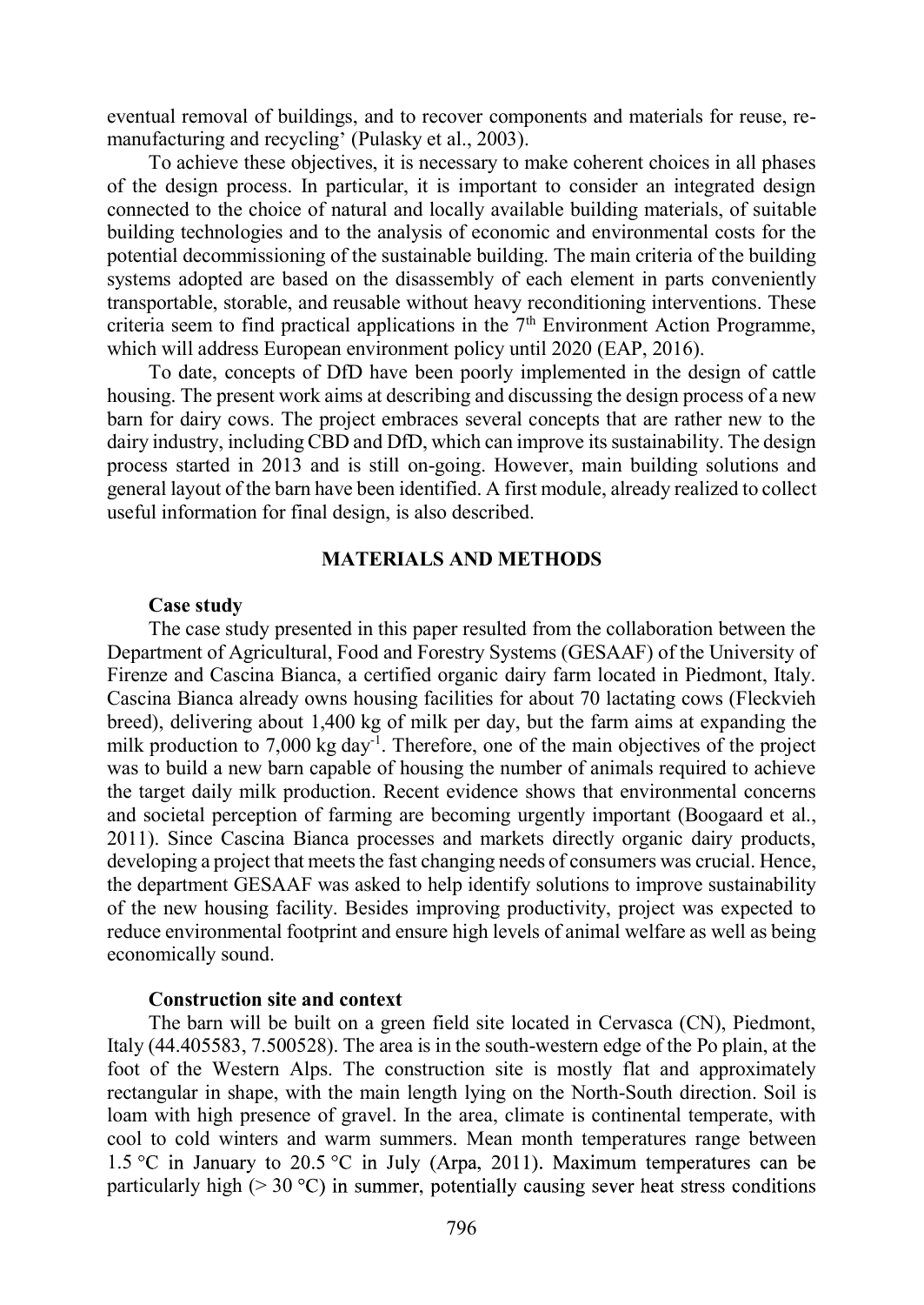eventual removal of buildings, and to recover components and materials for reuse, re-manufacturing and recycling' (Pulasky et al., 2003).

To achieve these objectives, it is necessary to make coherent choices in all phases of the design process. In particular, it is important to consider an integrated design connected to the choice of natural and locally available building materials, of suitable building technologies and to the analysis of economic and environmental costs for the potential decommissioning of the sustainable building. The main criteria of the building systems adopted are based on the disassembly of each element in parts conveniently transportable, storable, and reusable without heavy reconditioning interventions. These criteria seem to find practical applications in the 7th Environment Action Programme, which will address European environment policy until 2020 (EAP, 2016).

To date, concepts of DfD have been poorly implemented in the design of cattle housing. The present work aims at describing and discussing the design process of a new barn for dairy cows. The project embraces several concepts that are rather new to the dairy industry, including CBD and DfD, which can improve its sustainability. The design process started in 2013 and is still on-going. However, main building solutions and general layout of the barn have been identified. A first module, already realized to collect useful information for final design, is also described.

## MATERIALS AND METHODS

### Case study

The case study presented in this paper resulted from the collaboration between the Department of Agricultural, Food and Forestry Systems (GESAAF) of the University of Firenze and Cascina Bianca, a certified organic dairy farm located in Piedmont, Italy. Cascina Bianca already owns housing facilities for about 70 lactating cows (Fleckvieh breed), delivering about 1,400 kg of milk per day, but the farm aims at expanding the milk production to 7,000 kg day$^{-1}$. Therefore, one of the main objectives of the project was to build a new barn capable of housing the number of animals required to achieve the target daily milk production. Recent evidence shows that environmental concerns and societal perception of farming are becoming urgently important (Boogaard et al., 2011). Since Cascina Bianca processes and markets directly organic dairy products, developing a project that meets the fast changing needs of consumers was crucial. Hence, the department GESAAF was asked to help identify solutions to improve sustainability of the new housing facility. Besides improving productivity, project was expected to reduce environmental footprint and ensure high levels of animal welfare as well as being economically sound.

### Construction site and context

The barn will be built on a green field site located in Cervasca (CN), Piedmont, Italy (44.405583, 7.500528). The area is in the south-western edge of the Po plain, at the foot of the Western Alps. The construction site is mostly flat and approximately rectangular in shape, with the main length lying on the North-South direction. Soil is loam with high presence of gravel. In the area, climate is continental temperate, with cool to cold winters and warm summers. Mean month temperatures range between 1.5 °C in January to 20.5 °C in July (Arpa, 2011). Maximum temperatures can be particularly high (> 30 °C) in summer, potentially causing sever heat stress conditions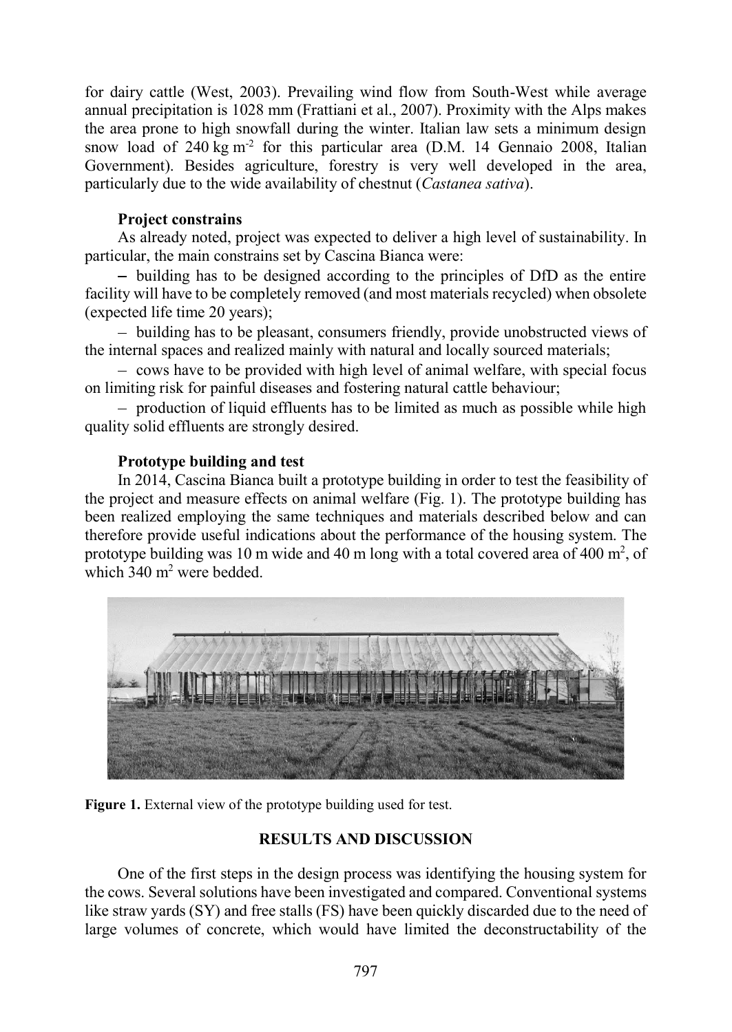for dairy cattle (West, 2003). Prevailing wind flow from South-West while average annual precipitation is 1028 mm (Frattiani et al., 2007). Proximity with the Alps makes the area prone to high snowfall during the winter. Italian law sets a minimum design snow load of 240 kg $m^{-2}$ for this particular area (D.M. 14 Gennaio 2008, Italian Government). Besides agriculture, forestry is very well developed in the area, particularly due to the wide availability of chestnut (*Castanea sativa*).

### Project constrains

As already noted, project was expected to deliver a high level of sustainability. In particular, the main constrains set by Cascina Bianca were:

– building has to be designed according to the principles of DfD as the entire facility will have to be completely removed (and most materials recycled) when obsolete (expected life time 20 years);

– building has to be pleasant, consumers friendly, provide unobstructed views of the internal spaces and realized mainly with natural and locally sourced materials;

– cows have to be provided with high level of animal welfare, with special focus on limiting risk for painful diseases and fostering natural cattle behaviour;

– production of liquid effluents has to be limited as much as possible while high quality solid effluents are strongly desired.

### Prototype building and test

In 2014, Cascina Bianca built a prototype building in order to test the feasibility of the project and measure effects on animal welfare (Fig. 1). The prototype building has been realized employing the same techniques and materials described below and can therefore provide useful indications about the performance of the housing system. The prototype building was 10 m wide and 40 m long with a total covered area of 400 $m^2$, of which 340 $m^2$ were bedded.

**Figure 1.** External view of the prototype building used for test.

## RESULTS AND DISCUSSION

One of the first steps in the design process was identifying the housing system for the cows. Several solutions have been investigated and compared. Conventional systems like straw yards (SY) and free stalls (FS) have been quickly discarded due to the need of large volumes of concrete, which would have limited the deconstructability of the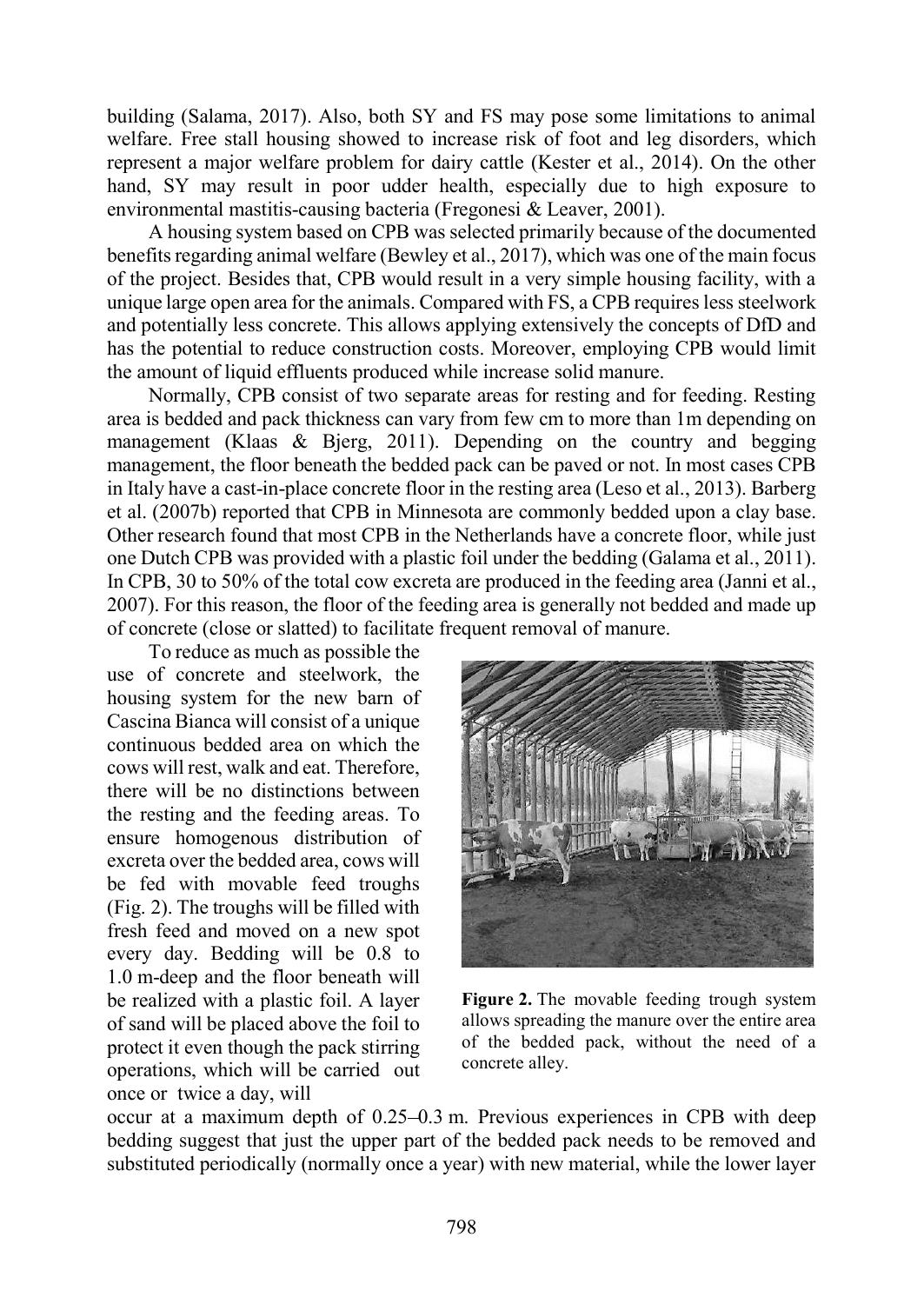building (Salama, 2017). Also, both SY and FS may pose some limitations to animal welfare. Free stall housing showed to increase risk of foot and leg disorders, which represent a major welfare problem for dairy cattle (Kester et al., 2014). On the other hand, SY may result in poor udder health, especially due to high exposure to environmental mastitis-causing bacteria (Fregonesi & Leaver, 2001).

A housing system based on CPB was selected primarily because of the documented benefits regarding animal welfare (Bewley et al., 2017), which was one of the main focus of the project. Besides that, CPB would result in a very simple housing facility, with a unique large open area for the animals. Compared with FS, a CPB requires less steelwork and potentially less concrete. This allows applying extensively the concepts of DfD and has the potential to reduce construction costs. Moreover, employing CPB would limit the amount of liquid effluents produced while increase solid manure.

Normally, CPB consist of two separate areas for resting and for feeding. Resting area is bedded and pack thickness can vary from few cm to more than 1m depending on management (Klaas & Bjerg, 2011). Depending on the country and begging management, the floor beneath the bedded pack can be paved or not. In most cases CPB in Italy have a cast-in-place concrete floor in the resting area (Leso et al., 2013). Barberg et al. (2007b) reported that CPB in Minnesota are commonly bedded upon a clay base. Other research found that most CPB in the Netherlands have a concrete floor, while just one Dutch CPB was provided with a plastic foil under the bedding (Galama et al., 2011). In CPB, 30 to 50% of the total cow excreta are produced in the feeding area (Janni et al., 2007). For this reason, the floor of the feeding area is generally not bedded and made up of concrete (close or slatted) to facilitate frequent removal of manure.

To reduce as much as possible the use of concrete and steelwork, the housing system for the new barn of Cascina Bianca will consist of a unique continuous bedded area on which the cows will rest, walk and eat. Therefore, there will be no distinctions between the resting and the feeding areas. To ensure homogenous distribution of excreta over the bedded area, cows will be fed with movable feed troughs (Fig. 2). The troughs will be filled with fresh feed and moved on a new spot every day. Bedding will be 0.8 to 1.0 m-deep and the floor beneath will be realized with a plastic foil. A layer of sand will be placed above the foil to protect it even though the pack stirring operations, which will be carried out once or twice a day, will occur at a maximum depth of 0.25–0.3 m. Previous experiences in CPB with deep bedding suggest that just the upper part of the bedded pack needs to be removed and substituted periodically (normally once a year) with new material, while the lower layer

**Figure 2.** The movable feeding trough system allows spreading the manure over the entire area of the bedded pack, without the need of a concrete alley.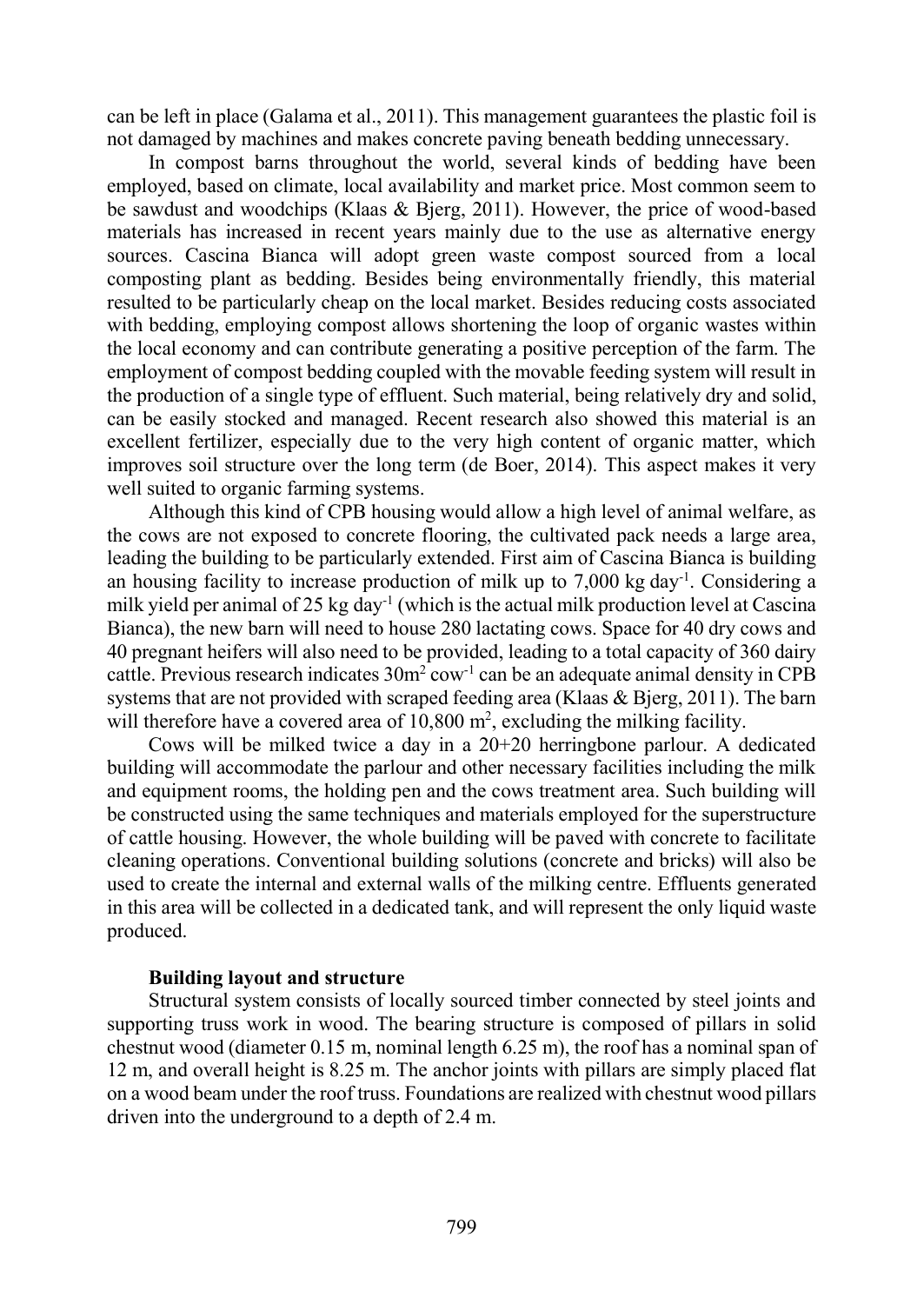can be left in place (Galama et al., 2011). This management guarantees the plastic foil is not damaged by machines and makes concrete paving beneath bedding unnecessary.

In compost barns throughout the world, several kinds of bedding have been employed, based on climate, local availability and market price. Most common seem to be sawdust and woodchips (Klaas & Bjerg, 2011). However, the price of wood-based materials has increased in recent years mainly due to the use as alternative energy sources. Cascina Bianca will adopt green waste compost sourced from a local composting plant as bedding. Besides being environmentally friendly, this material resulted to be particularly cheap on the local market. Besides reducing costs associated with bedding, employing compost allows shortening the loop of organic wastes within the local economy and can contribute generating a positive perception of the farm. The employment of compost bedding coupled with the movable feeding system will result in the production of a single type of effluent. Such material, being relatively dry and solid, can be easily stocked and managed. Recent research also showed this material is an excellent fertilizer, especially due to the very high content of organic matter, which improves soil structure over the long term (de Boer, 2014). This aspect makes it very well suited to organic farming systems.

Although this kind of CPB housing would allow a high level of animal welfare, as the cows are not exposed to concrete flooring, the cultivated pack needs a large area, leading the building to be particularly extended. First aim of Cascina Bianca is building an housing facility to increase production of milk up to 7,000 kg day$^{-1}$. Considering a milk yield per animal of 25 kg day$^{-1}$ (which is the actual milk production level at Cascina Bianca), the new barn will need to house 280 lactating cows. Space for 40 dry cows and 40 pregnant heifers will also need to be provided, leading to a total capacity of 360 dairy cattle. Previous research indicates 30m$^2$ cow$^{-1}$ can be an adequate animal density in CPB systems that are not provided with scraped feeding area (Klaas & Bjerg, 2011). The barn will therefore have a covered area of 10,800 m$^2$, excluding the milking facility.

Cows will be milked twice a day in a 20+20 herringbone parlour. A dedicated building will accommodate the parlour and other necessary facilities including the milk and equipment rooms, the holding pen and the cows treatment area. Such building will be constructed using the same techniques and materials employed for the superstructure of cattle housing. However, the whole building will be paved with concrete to facilitate cleaning operations. Conventional building solutions (concrete and bricks) will also be used to create the internal and external walls of the milking centre. Effluents generated in this area will be collected in a dedicated tank, and will represent the only liquid waste produced.

**Building layout and structure**

Structural system consists of locally sourced timber connected by steel joints and supporting truss work in wood. The bearing structure is composed of pillars in solid chestnut wood (diameter 0.15 m, nominal length 6.25 m), the roof has a nominal span of 12 m, and overall height is 8.25 m. The anchor joints with pillars are simply placed flat on a wood beam under the roof truss. Foundations are realized with chestnut wood pillars driven into the underground to a depth of 2.4 m.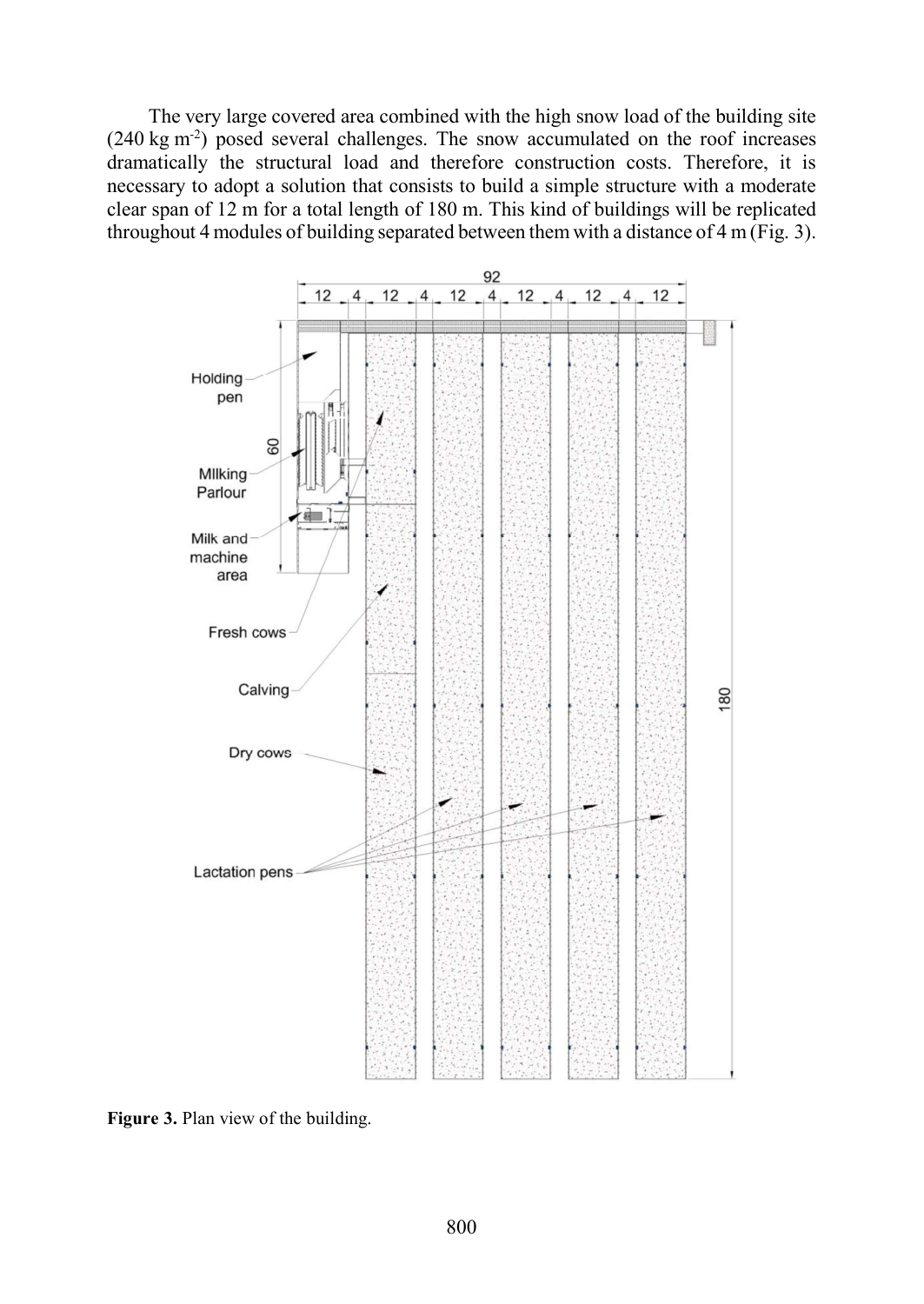The very large covered area combined with the high snow load of the building site (240 kg $m^{-2}$) posed several challenges. The snow accumulated on the roof increases dramatically the structural load and therefore construction costs. Therefore, it is necessary to adopt a solution that consists to build a simple structure with a moderate clear span of 12 m for a total length of 180 m. This kind of buildings will be replicated throughout 4 modules of building separated between them with a distance of 4 m (Fig. 3).

92

12 4 12 4 12 4 12 4 12 4 12

60

180

Holding pen

Mllking Parlour

Milk and machine area

Fresh cows

Calving

Dry cows

Lactation pens

**Figure 3.** Plan view of the building.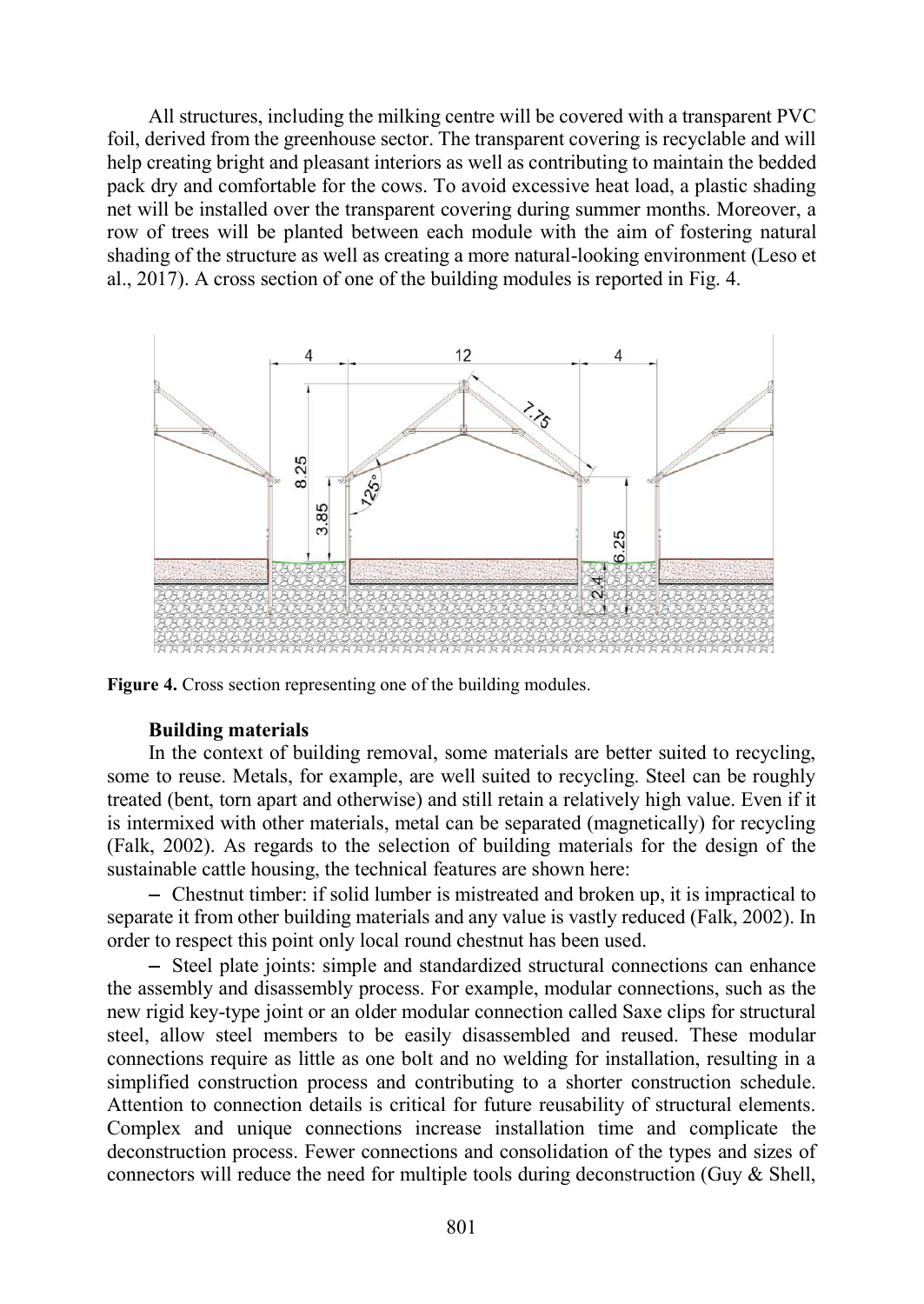All structures, including the milking centre will be covered with a transparent PVC foil, derived from the greenhouse sector. The transparent covering is recyclable and will help creating bright and pleasant interiors as well as contributing to maintain the bedded pack dry and comfortable for the cows. To avoid excessive heat load, a plastic shading net will be installed over the transparent covering during summer months. Moreover, a row of trees will be planted between each module with the aim of fostering natural shading of the structure as well as creating a more natural-looking environment (Leso et al., 2017). A cross section of one of the building modules is reported in Fig. 4.

4
12
4
7.75
8.25
3.85
125°
6.25
2.4

**Figure 4.** Cross section representing one of the building modules.

### Building materials

In the context of building removal, some materials are better suited to recycling, some to reuse. Metals, for example, are well suited to recycling. Steel can be roughly treated (bent, torn apart and otherwise) and still retain a relatively high value. Even if it is intermixed with other materials, metal can be separated (magnetically) for recycling (Falk, 2002). As regards to the selection of building materials for the design of the sustainable cattle housing, the technical features are shown here:

– Chestnut timber: if solid lumber is mistreated and broken up, it is impractical to separate it from other building materials and any value is vastly reduced (Falk, 2002). In order to respect this point only local round chestnut has been used.

– Steel plate joints: simple and standardized structural connections can enhance the assembly and disassembly process. For example, modular connections, such as the new rigid key-type joint or an older modular connection called Saxe clips for structural steel, allow steel members to be easily disassembled and reused. These modular connections require as little as one bolt and no welding for installation, resulting in a simplified construction process and contributing to a shorter construction schedule. Attention to connection details is critical for future reusability of structural elements. Complex and unique connections increase installation time and complicate the deconstruction process. Fewer connections and consolidation of the types and sizes of connectors will reduce the need for multiple tools during deconstruction (Guy & Shell,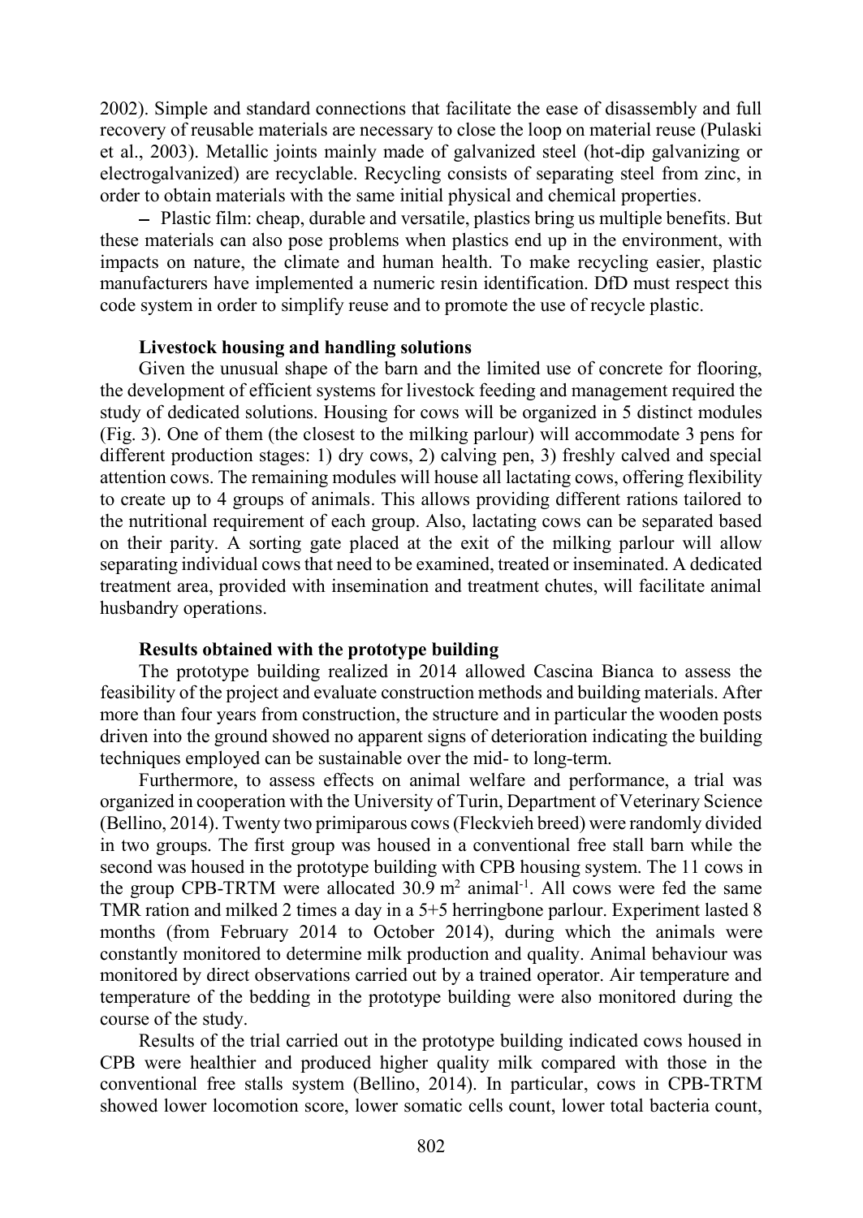2002). Simple and standard connections that facilitate the ease of disassembly and full recovery of reusable materials are necessary to close the loop on material reuse (Pulaski et al., 2003). Metallic joints mainly made of galvanized steel (hot-dip galvanizing or electrogalvanized) are recyclable. Recycling consists of separating steel from zinc, in order to obtain materials with the same initial physical and chemical properties.

– Plastic film: cheap, durable and versatile, plastics bring us multiple benefits. But these materials can also pose problems when plastics end up in the environment, with impacts on nature, the climate and human health. To make recycling easier, plastic manufacturers have implemented a numeric resin identification. DfD must respect this code system in order to simplify reuse and to promote the use of recycle plastic.

**Livestock housing and handling solutions**

Given the unusual shape of the barn and the limited use of concrete for flooring, the development of efficient systems for livestock feeding and management required the study of dedicated solutions. Housing for cows will be organized in 5 distinct modules (Fig. 3). One of them (the closest to the milking parlour) will accommodate 3 pens for different production stages: 1) dry cows, 2) calving pen, 3) freshly calved and special attention cows. The remaining modules will house all lactating cows, offering flexibility to create up to 4 groups of animals. This allows providing different rations tailored to the nutritional requirement of each group. Also, lactating cows can be separated based on their parity. A sorting gate placed at the exit of the milking parlour will allow separating individual cows that need to be examined, treated or inseminated. A dedicated treatment area, provided with insemination and treatment chutes, will facilitate animal husbandry operations.

**Results obtained with the prototype building**

The prototype building realized in 2014 allowed Cascina Bianca to assess the feasibility of the project and evaluate construction methods and building materials. After more than four years from construction, the structure and in particular the wooden posts driven into the ground showed no apparent signs of deterioration indicating the building techniques employed can be sustainable over the mid- to long-term.

Furthermore, to assess effects on animal welfare and performance, a trial was organized in cooperation with the University of Turin, Department of Veterinary Science (Bellino, 2014). Twenty two primiparous cows (Fleckvieh breed) were randomly divided in two groups. The first group was housed in a conventional free stall barn while the second was housed in the prototype building with CPB housing system. The 11 cows in the group CPB-TRTM were allocated 30.9 $m^2$ $animal^{-1}$. All cows were fed the same TMR ration and milked 2 times a day in a 5+5 herringbone parlour. Experiment lasted 8 months (from February 2014 to October 2014), during which the animals were constantly monitored to determine milk production and quality. Animal behaviour was monitored by direct observations carried out by a trained operator. Air temperature and temperature of the bedding in the prototype building were also monitored during the course of the study.

Results of the trial carried out in the prototype building indicated cows housed in CPB were healthier and produced higher quality milk compared with those in the conventional free stalls system (Bellino, 2014). In particular, cows in CPB-TRTM showed lower locomotion score, lower somatic cells count, lower total bacteria count,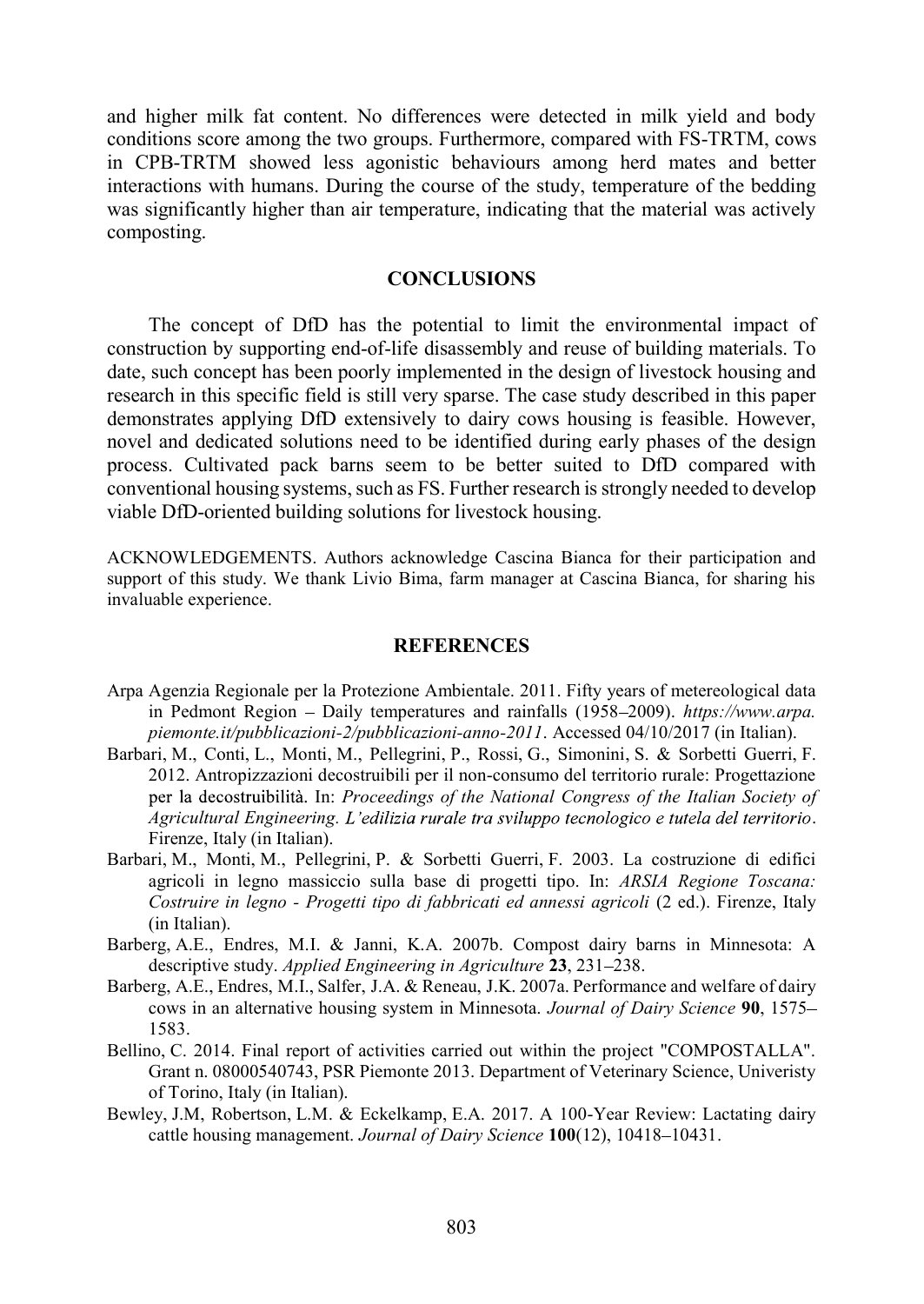and higher milk fat content. No differences were detected in milk yield and body conditions score among the two groups. Furthermore, compared with FS-TRTM, cows in CPB-TRTM showed less agonistic behaviours among herd mates and better interactions with humans. During the course of the study, temperature of the bedding was significantly higher than air temperature, indicating that the material was actively composting.

## CONCLUSIONS

The concept of DfD has the potential to limit the environmental impact of construction by supporting end-of-life disassembly and reuse of building materials. To date, such concept has been poorly implemented in the design of livestock housing and research in this specific field is still very sparse. The case study described in this paper demonstrates applying DfD extensively to dairy cows housing is feasible. However, novel and dedicated solutions need to be identified during early phases of the design process. Cultivated pack barns seem to be better suited to DfD compared with conventional housing systems, such as FS. Further research is strongly needed to develop viable DfD-oriented building solutions for livestock housing.

ACKNOWLEDGEMENTS. Authors acknowledge Cascina Bianca for their participation and support of this study. We thank Livio Bima, farm manager at Cascina Bianca, for sharing his invaluable experience.

## REFERENCES

Arpa Agenzia Regionale per la Protezione Ambientale. 2011. Fifty years of metereological data in Pedmont Region – Daily temperatures and rainfalls (1958–2009). *https://www.arpa.piemonte.it/pubblicazioni-2/pubblicazioni-anno-2011*. Accessed 04/10/2017 (in Italian).

Barbari, M., Conti, L., Monti, M., Pellegrini, P., Rossi, G., Simonini, S. & Sorbetti Guerri, F. 2012. Antropizzazioni decostruibili per il non-consumo del territorio rurale: Progettazione per la decostruibilità. In: *Proceedings of the National Congress of the Italian Society of Agricultural Engineering. L'edilizia rurale tra sviluppo tecnologico e tutela del territorio*. Firenze, Italy (in Italian).

Barbari, M., Monti, M., Pellegrini, P. & Sorbetti Guerri, F. 2003. La costruzione di edifici agricoli in legno massiccio sulla base di progetti tipo. In: *ARSIA Regione Toscana: Costruire in legno - Progetti tipo di fabbricati ed annessi agricoli* (2 ed.). Firenze, Italy (in Italian).

Barberg, A.E., Endres, M.I. & Janni, K.A. 2007b. Compost dairy barns in Minnesota: A descriptive study. *Applied Engineering in Agriculture* **23**, 231–238.

Barberg, A.E., Endres, M.I., Salfer, J.A. & Reneau, J.K. 2007a. Performance and welfare of dairy cows in an alternative housing system in Minnesota. *Journal of Dairy Science* **90**, 1575–1583.

Bellino, C. 2014. Final report of activities carried out within the project "COMPOSTALLA". Grant n. 08000540743, PSR Piemonte 2013. Department of Veterinary Science, Univeristy of Torino, Italy (in Italian).

Bewley, J.M, Robertson, L.M. & Eckelkamp, E.A. 2017. A 100-Year Review: Lactating dairy cattle housing management. *Journal of Dairy Science* **100**(12), 10418–10431.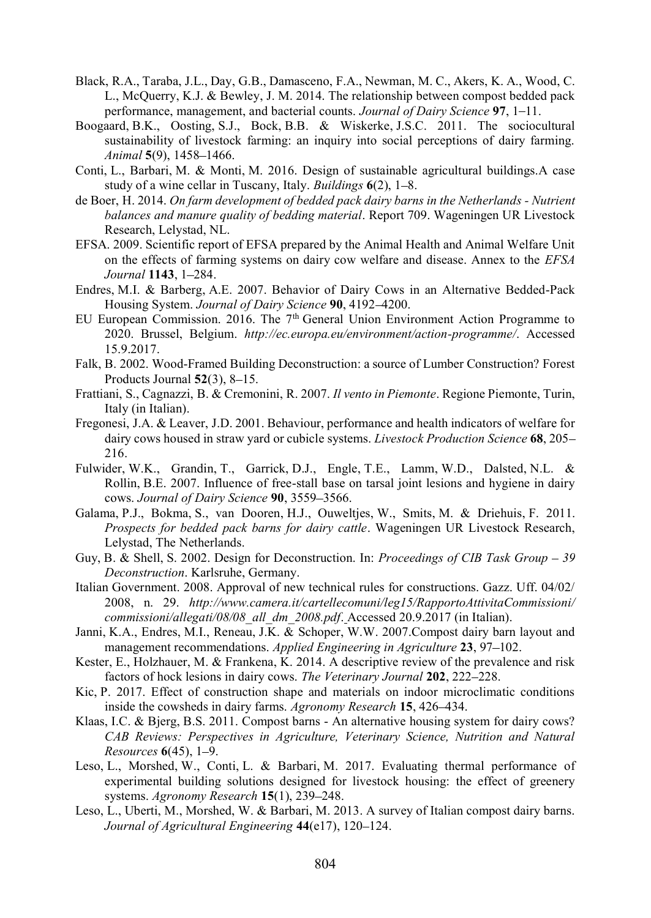Black, R.A., Taraba, J.L., Day, G.B., Damasceno, F.A., Newman, M. C., Akers, K. A., Wood, C. L., McQuerry, K.J. & Bewley, J. M. 2014. The relationship between compost bedded pack performance, management, and bacterial counts. *Journal of Dairy Science* **97**, 1–11.

Boogaard, B.K., Oosting, S.J., Bock, B.B. & Wiskerke, J.S.C. 2011. The sociocultural sustainability of livestock farming: an inquiry into social perceptions of dairy farming. *Animal* **5**(9), 1458–1466.

Conti, L., Barbari, M. & Monti, M. 2016. Design of sustainable agricultural buildings.A case study of a wine cellar in Tuscany, Italy. *Buildings* **6**(2), 1–8.

de Boer, H. 2014. *On farm development of bedded pack dairy barns in the Netherlands - Nutrient balances and manure quality of bedding material*. Report 709. Wageningen UR Livestock Research, Lelystad, NL.

EFSA. 2009. Scientific report of EFSA prepared by the Animal Health and Animal Welfare Unit on the effects of farming systems on dairy cow welfare and disease. Annex to the *EFSA Journal* **1143**, 1–284.

Endres, M.I. & Barberg, A.E. 2007. Behavior of Dairy Cows in an Alternative Bedded-Pack Housing System. *Journal of Dairy Science* **90**, 4192–4200.

EU European Commission. 2016. The 7th General Union Environment Action Programme to 2020. Brussel, Belgium. *http://ec.europa.eu/environment/action-programme/*. Accessed 15.9.2017.

Falk, B. 2002. Wood-Framed Building Deconstruction: a source of Lumber Construction? Forest Products Journal **52**(3), 8–15.

Frattiani, S., Cagnazzi, B. & Cremonini, R. 2007. *Il vento in Piemonte*. Regione Piemonte, Turin, Italy (in Italian).

Fregonesi, J.A. & Leaver, J.D. 2001. Behaviour, performance and health indicators of welfare for dairy cows housed in straw yard or cubicle systems. *Livestock Production Science* **68**, 205–216.

Fulwider, W.K., Grandin, T., Garrick, D.J., Engle, T.E., Lamm, W.D., Dalsted, N.L. & Rollin, B.E. 2007. Influence of free-stall base on tarsal joint lesions and hygiene in dairy cows. *Journal of Dairy Science* **90**, 3559–3566.

Galama, P.J., Bokma, S., van Dooren, H.J., Ouweltjes, W., Smits, M. & Driehuis, F. 2011. *Prospects for bedded pack barns for dairy cattle*. Wageningen UR Livestock Research, Lelystad, The Netherlands.

Guy, B. & Shell, S. 2002. Design for Deconstruction. In: *Proceedings of CIB Task Group – 39 Deconstruction*. Karlsruhe, Germany.

Italian Government. 2008. Approval of new technical rules for constructions. Gazz. Uff. 04/02/ 2008, n. 29. *http://www.camera.it/cartellecomuni/leg15/RapportoAttivitaCommissioni/ commissioni/allegati/08/08_all_dm_2008.pdf*. Accessed 20.9.2017 (in Italian).

Janni, K.A., Endres, M.I., Reneau, J.K. & Schoper, W.W. 2007.Compost dairy barn layout and management recommendations. *Applied Engineering in Agriculture* **23**, 97–102.

Kester, E., Holzhauer, M. & Frankena, K. 2014. A descriptive review of the prevalence and risk factors of hock lesions in dairy cows. *The Veterinary Journal* **202**, 222–228.

Kic, P. 2017. Effect of construction shape and materials on indoor microclimatic conditions inside the cowsheds in dairy farms. *Agronomy Research* **15**, 426–434.

Klaas, I.C. & Bjerg, B.S. 2011. Compost barns - An alternative housing system for dairy cows? *CAB Reviews: Perspectives in Agriculture, Veterinary Science, Nutrition and Natural Resources* **6**(45), 1–9.

Leso, L., Morshed, W., Conti, L. & Barbari, M. 2017. Evaluating thermal performance of experimental building solutions designed for livestock housing: the effect of greenery systems. *Agronomy Research* **15**(1), 239–248.

Leso, L., Uberti, M., Morshed, W. & Barbari, M. 2013. A survey of Italian compost dairy barns. *Journal of Agricultural Engineering* **44**(e17), 120–124.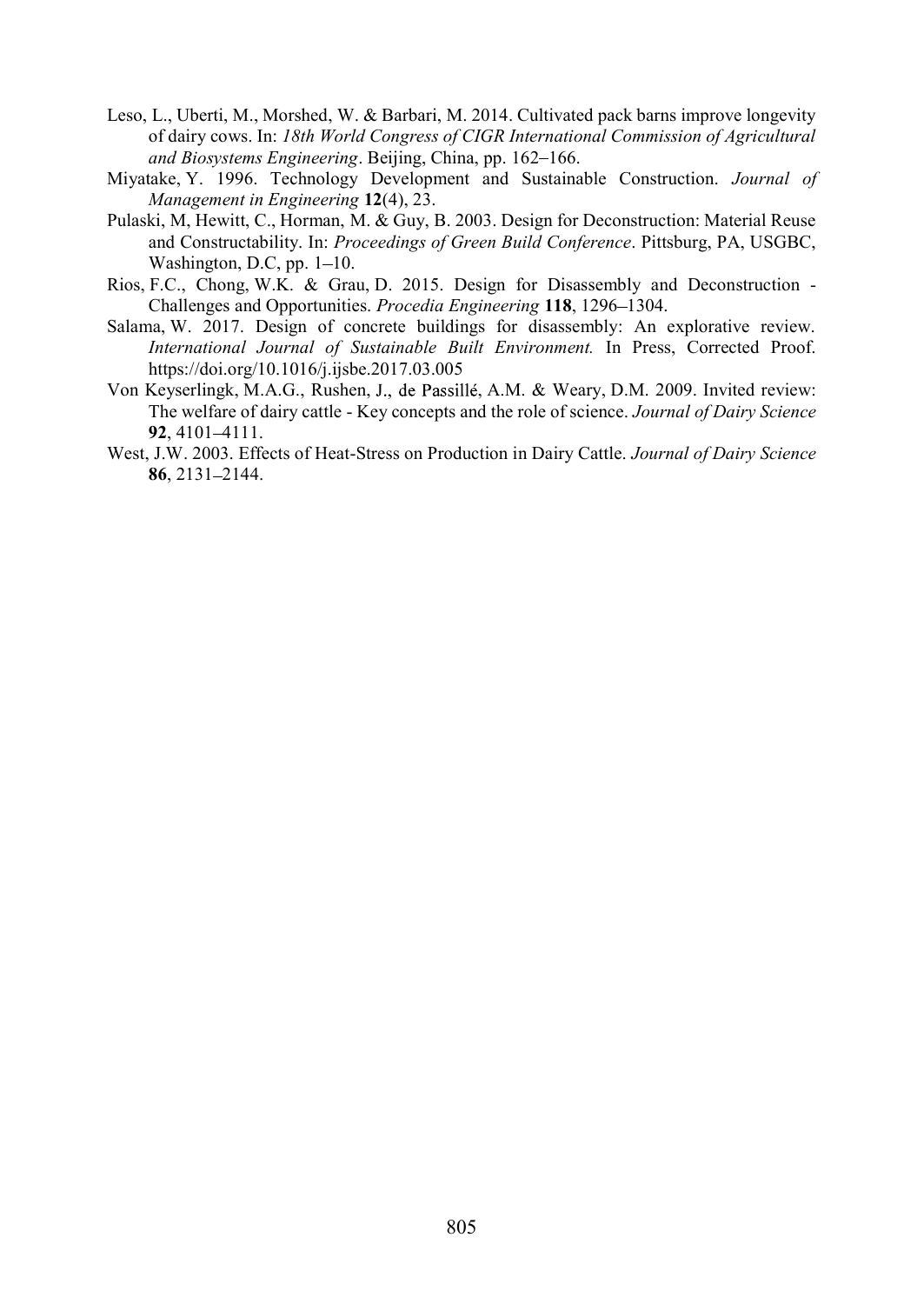Leso, L., Uberti, M., Morshed, W. & Barbari, M. 2014. Cultivated pack barns improve longevity of dairy cows. In: *18th World Congress of CIGR International Commission of Agricultural and Biosystems Engineering*. Beijing, China, pp. 162–166.

Miyatake, Y. 1996. Technology Development and Sustainable Construction. *Journal of Management in Engineering* **12**(4), 23.

Pulaski, M, Hewitt, C., Horman, M. & Guy, B. 2003. Design for Deconstruction: Material Reuse and Constructability. In: *Proceedings of Green Build Conference*. Pittsburg, PA, USGBC, Washington, D.C, pp. 1–10.

Rios, F.C., Chong, W.K. & Grau, D. 2015. Design for Disassembly and Deconstruction - Challenges and Opportunities. *Procedia Engineering* **118**, 1296–1304.

Salama, W. 2017. Design of concrete buildings for disassembly: An explorative review. *International Journal of Sustainable Built Environment.* In Press, Corrected Proof. https://doi.org/10.1016/j.ijsbe.2017.03.005

Von Keyserlingk, M.A.G., Rushen, J., de Passillé, A.M. & Weary, D.M. 2009. Invited review: The welfare of dairy cattle - Key concepts and the role of science. *Journal of Dairy Science* **92**, 4101–4111.

West, J.W. 2003. Effects of Heat-Stress on Production in Dairy Cattle. *Journal of Dairy Science* **86**, 2131–2144.